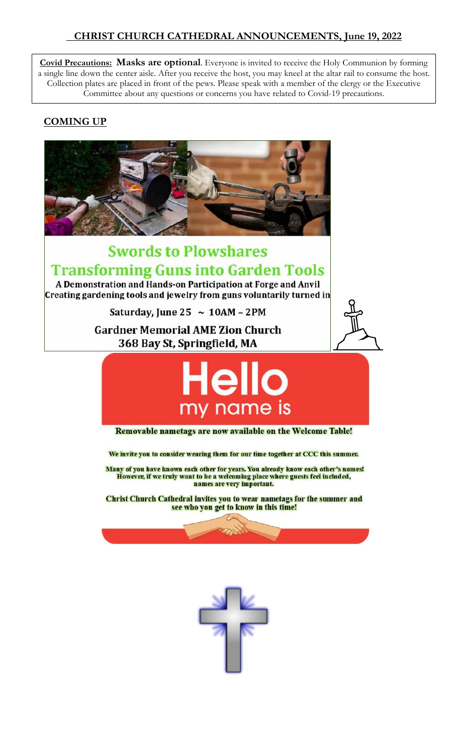# CHRIST CHURCH CATHEDRAL ANNOUNCEMENTS, June 19, 2022

**Covid Precautions:** **Masks are optional**. Everyone is invited to receive the Holy Communion by forming a single line down the center aisle. After you receive the host, you may kneel at the altar rail to consume the host. Collection plates are placed in front of the pews. Please speak with a member of the clergy or the Executive Committee about any questions or concerns you have related to Covid-19 precautions.

## COMING UP

### Swords to Plowshares
### Transforming Guns into Garden Tools

**A Demonstration and Hands-on Participation at Forge and Anvil**
**Creating gardening tools and jewelry from guns voluntarily turned in**

**Saturday, June 25 ~ 10AM – 2PM**

**Gardner Memorial AME Zion Church**
**368 Bay St, Springfield, MA**

### Hello my name is

**Removable nametags are now available on the Welcome Table!**

**We invite you to consider wearing them for our time together at CCC this summer.**

**Many of you have known each other for years. You already know each other's names! However, if we truly want to be a welcoming place where guests feel included, names are very important.**

**Christ Church Cathedral invites you to wear nametags for the summer and see who you get to know in this time!**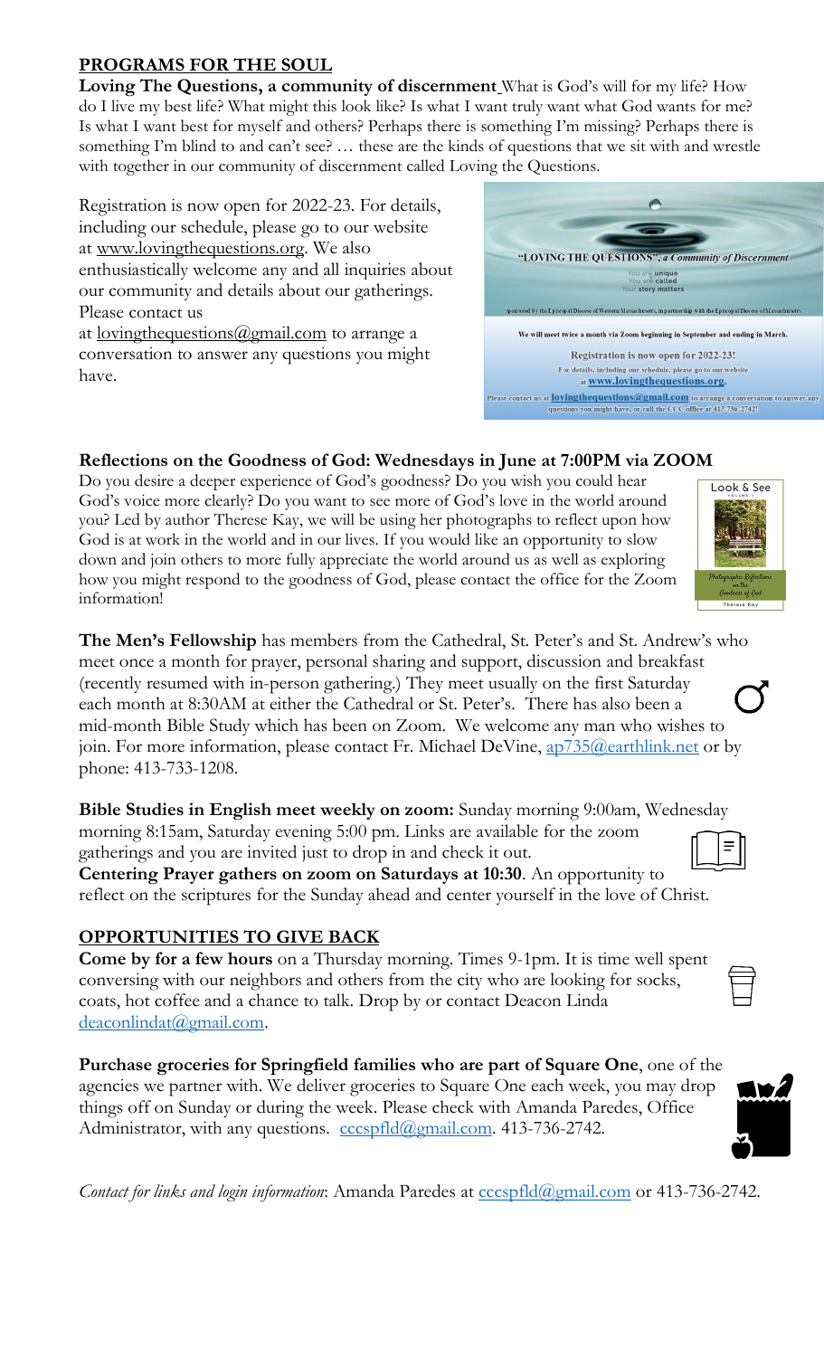## PROGRAMS FOR THE SOUL

**Loving The Questions, a community of discernment** What is God's will for my life? How do I live my best life? What might this look like? Is what I want truly want what God wants for me? Is what I want best for myself and others? Perhaps there is something I'm missing? Perhaps there is something I'm blind to and can't see? … these are the kinds of questions that we sit with and wrestle with together in our community of discernment called Loving the Questions.

Registration is now open for 2022-23. For details, including our schedule, please go to our website at www.lovingthequestions.org. We also enthusiastically welcome any and all inquiries about our community and details about our gatherings. Please contact us at lovingthequestions@gmail.com to arrange a conversation to answer any questions you might have.

"LOVING THE QUESTIONS", *a Community of Discernment*

You are **unique**
You are **called**
Your **story matters**

sponsored by the Episcopal Diocese of Western Massachusetts, in partnership with the Episcopal Diocese of Massachusetts

We will meet twice a month via Zoom beginning in September and ending in March.

Registration is now open for 2022-23!

For details, including our schedule, please go to our website at **www.lovingthequestions.org**.

Please contact us at **lovingthequestions@gmail.com** to arrange a conversation to answer any questions you might have, or call the CCC office at 413-736-2742!

**Reflections on the Goodness of God: Wednesdays in June at 7:00PM via ZOOM**

Do you desire a deeper experience of God's goodness? Do you wish you could hear God's voice more clearly? Do you want to see more of God's love in the world around you? Led by author Therese Kay, we will be using her photographs to reflect upon how God is at work in the world and in our lives. If you would like an opportunity to slow down and join others to more fully appreciate the world around us as well as exploring how you might respond to the goodness of God, please contact the office for the Zoom information!

Look & See

*Photographic Reflections on the Goodness of God*

Therese Kay

**The Men's Fellowship** has members from the Cathedral, St. Peter's and St. Andrew's who meet once a month for prayer, personal sharing and support, discussion and breakfast (recently resumed with in-person gathering.) They meet usually on the first Saturday each month at 8:30AM at either the Cathedral or St. Peter's. There has also been a mid-month Bible Study which has been on Zoom. We welcome any man who wishes to join. For more information, please contact Fr. Michael DeVine, ap735@earthlink.net or by phone: 413-733-1208.

**Bible Studies in English meet weekly on zoom:** Sunday morning 9:00am, Wednesday morning 8:15am, Saturday evening 5:00 pm. Links are available for the zoom gatherings and you are invited just to drop in and check it out.

**Centering Prayer gathers on zoom on Saturdays at 10:30**. An opportunity to reflect on the scriptures for the Sunday ahead and center yourself in the love of Christ.

## OPPORTUNITIES TO GIVE BACK

**Come by for a few hours** on a Thursday morning. Times 9-1pm. It is time well spent conversing with our neighbors and others from the city who are looking for socks, coats, hot coffee and a chance to talk. Drop by or contact Deacon Linda deaconlindat@gmail.com.

**Purchase groceries for Springfield families who are part of Square One**, one of the agencies we partner with. We deliver groceries to Square One each week, you may drop things off on Sunday or during the week. Please check with Amanda Paredes, Office Administrator, with any questions. cccspfld@gmail.com. 413-736-2742.

*Contact for links and login information*: Amanda Paredes at cccspfld@gmail.com or 413-736-2742.